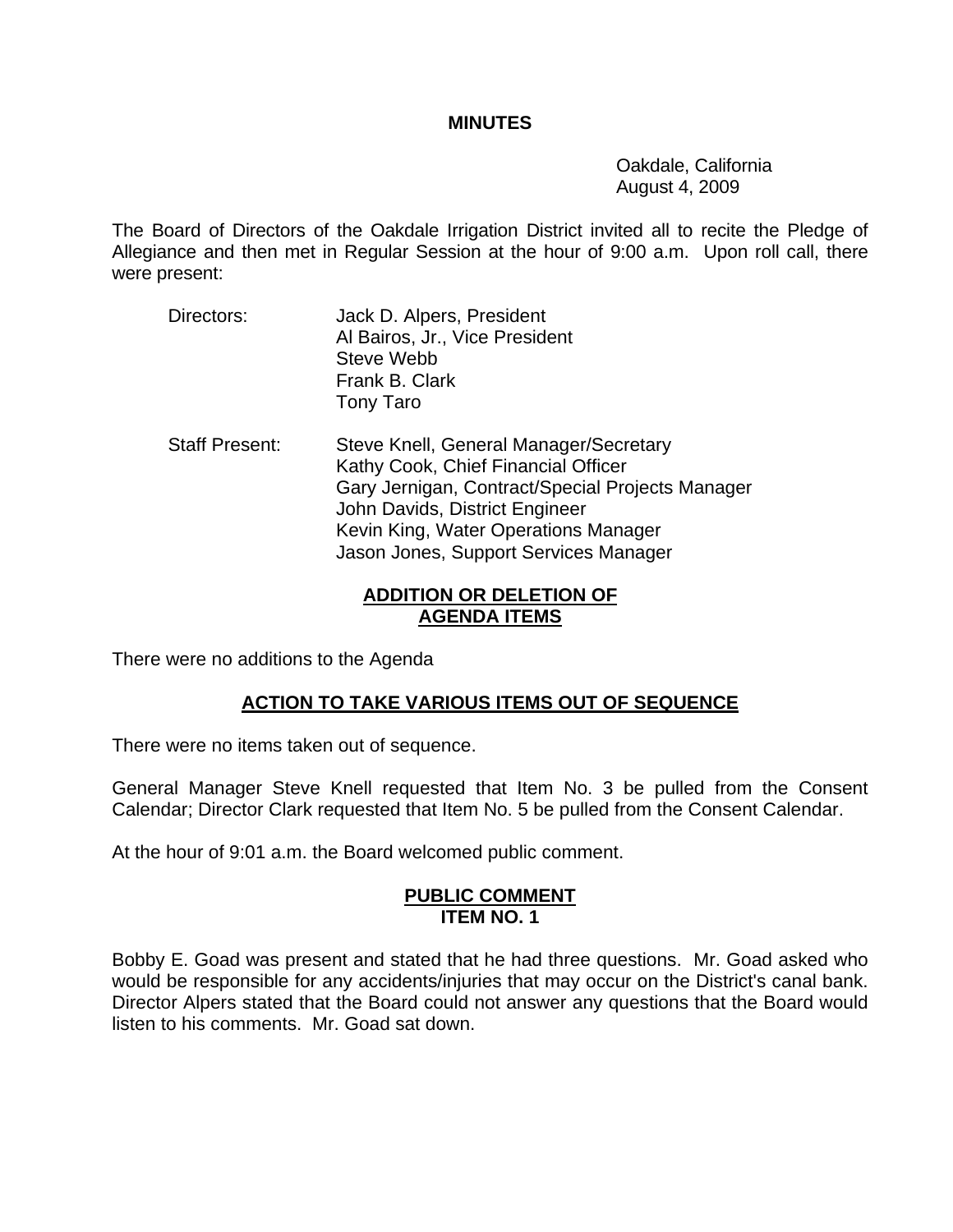# MINUTES

Oakdale, California
August 4, 2009

The Board of Directors of the Oakdale Irrigation District invited all to recite the Pledge of Allegiance and then met in Regular Session at the hour of 9:00 a.m. Upon roll call, there were present:

Directors:
- Jack D. Alpers, President
- Al Bairos, Jr., Vice President
- Steve Webb
- Frank B. Clark
- Tony Taro

Staff Present:
- Steve Knell, General Manager/Secretary
- Kathy Cook, Chief Financial Officer
- Gary Jernigan, Contract/Special Projects Manager
- John Davids, District Engineer
- Kevin King, Water Operations Manager
- Jason Jones, Support Services Manager

## ADDITION OR DELETION OF AGENDA ITEMS

There were no additions to the Agenda

## ACTION TO TAKE VARIOUS ITEMS OUT OF SEQUENCE

There were no items taken out of sequence.

General Manager Steve Knell requested that Item No. 3 be pulled from the Consent Calendar; Director Clark requested that Item No. 5 be pulled from the Consent Calendar.

At the hour of 9:01 a.m. the Board welcomed public comment.

## PUBLIC COMMENT ITEM NO. 1

Bobby E. Goad was present and stated that he had three questions. Mr. Goad asked who would be responsible for any accidents/injuries that may occur on the District's canal bank. Director Alpers stated that the Board could not answer any questions that the Board would listen to his comments. Mr. Goad sat down.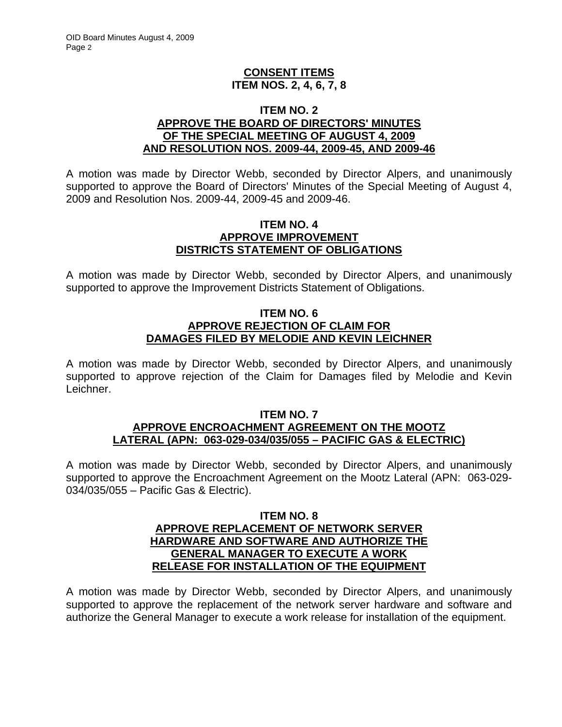## CONSENT ITEMS
## ITEM NOS. 2, 4, 6, 7, 8

### ITEM NO. 2
### APPROVE THE BOARD OF DIRECTORS' MINUTES OF THE SPECIAL MEETING OF AUGUST 4, 2009 AND RESOLUTION NOS. 2009-44, 2009-45, AND 2009-46

A motion was made by Director Webb, seconded by Director Alpers, and unanimously supported to approve the Board of Directors' Minutes of the Special Meeting of August 4, 2009 and Resolution Nos. 2009-44, 2009-45 and 2009-46.

### ITEM NO. 4
### APPROVE IMPROVEMENT DISTRICTS STATEMENT OF OBLIGATIONS

A motion was made by Director Webb, seconded by Director Alpers, and unanimously supported to approve the Improvement Districts Statement of Obligations.

### ITEM NO. 6
### APPROVE REJECTION OF CLAIM FOR DAMAGES FILED BY MELODIE AND KEVIN LEICHNER

A motion was made by Director Webb, seconded by Director Alpers, and unanimously supported to approve rejection of the Claim for Damages filed by Melodie and Kevin Leichner.

### ITEM NO. 7
### APPROVE ENCROACHMENT AGREEMENT ON THE MOOTZ LATERAL (APN: 063-029-034/035/055 – PACIFIC GAS & ELECTRIC)

A motion was made by Director Webb, seconded by Director Alpers, and unanimously supported to approve the Encroachment Agreement on the Mootz Lateral (APN: 063-029-034/035/055 – Pacific Gas & Electric).

### ITEM NO. 8
### APPROVE REPLACEMENT OF NETWORK SERVER HARDWARE AND SOFTWARE AND AUTHORIZE THE GENERAL MANAGER TO EXECUTE A WORK RELEASE FOR INSTALLATION OF THE EQUIPMENT

A motion was made by Director Webb, seconded by Director Alpers, and unanimously supported to approve the replacement of the network server hardware and software and authorize the General Manager to execute a work release for installation of the equipment.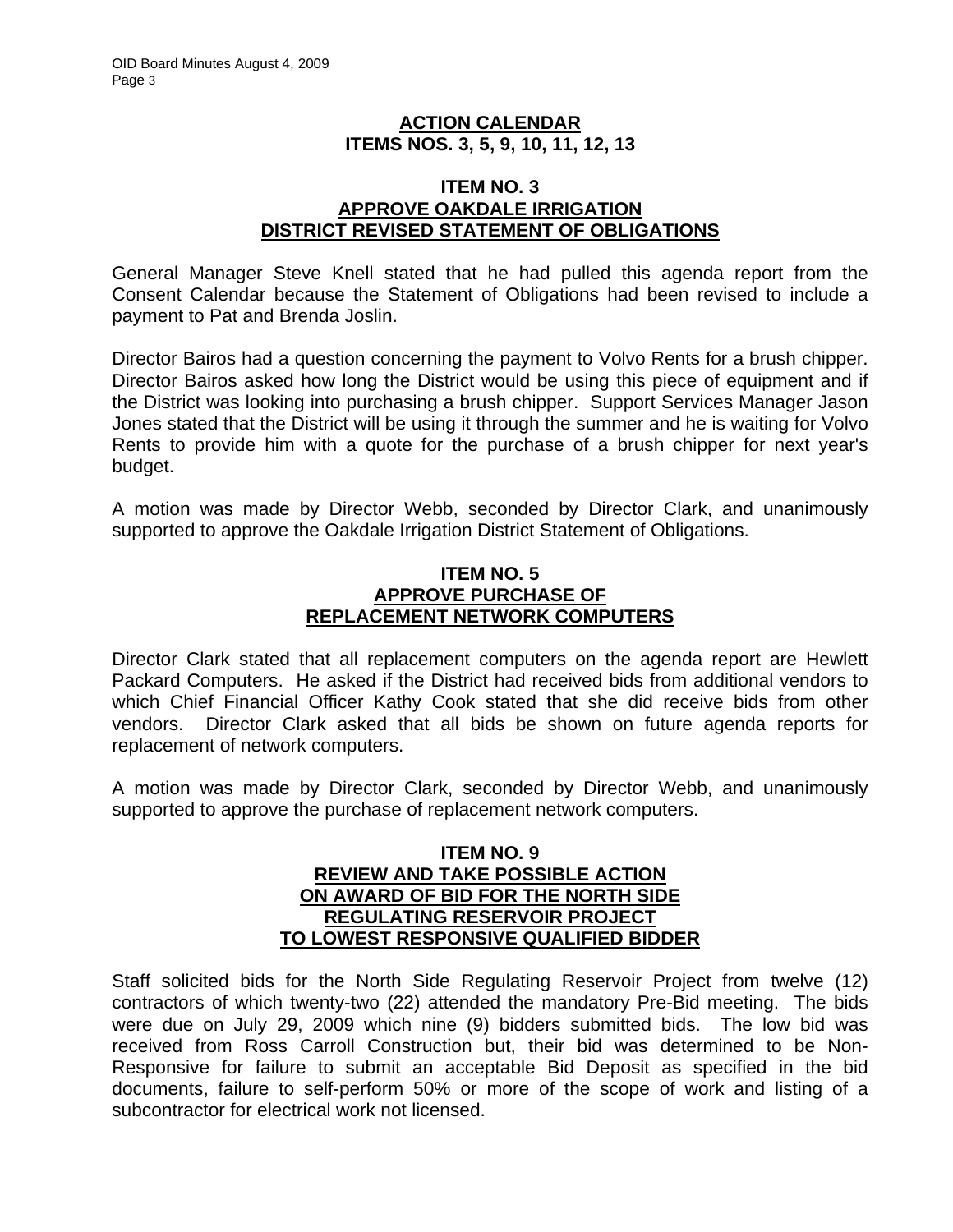## ACTION CALENDAR
## ITEMS NOS. 3, 5, 9, 10, 11, 12, 13

### ITEM NO. 3
### APPROVE OAKDALE IRRIGATION DISTRICT REVISED STATEMENT OF OBLIGATIONS

General Manager Steve Knell stated that he had pulled this agenda report from the Consent Calendar because the Statement of Obligations had been revised to include a payment to Pat and Brenda Joslin.

Director Bairos had a question concerning the payment to Volvo Rents for a brush chipper. Director Bairos asked how long the District would be using this piece of equipment and if the District was looking into purchasing a brush chipper. Support Services Manager Jason Jones stated that the District will be using it through the summer and he is waiting for Volvo Rents to provide him with a quote for the purchase of a brush chipper for next year's budget.

A motion was made by Director Webb, seconded by Director Clark, and unanimously supported to approve the Oakdale Irrigation District Statement of Obligations.

### ITEM NO. 5
### APPROVE PURCHASE OF REPLACEMENT NETWORK COMPUTERS

Director Clark stated that all replacement computers on the agenda report are Hewlett Packard Computers. He asked if the District had received bids from additional vendors to which Chief Financial Officer Kathy Cook stated that she did receive bids from other vendors. Director Clark asked that all bids be shown on future agenda reports for replacement of network computers.

A motion was made by Director Clark, seconded by Director Webb, and unanimously supported to approve the purchase of replacement network computers.

### ITEM NO. 9
### REVIEW AND TAKE POSSIBLE ACTION ON AWARD OF BID FOR THE NORTH SIDE REGULATING RESERVOIR PROJECT TO LOWEST RESPONSIVE QUALIFIED BIDDER

Staff solicited bids for the North Side Regulating Reservoir Project from twelve (12) contractors of which twenty-two (22) attended the mandatory Pre-Bid meeting. The bids were due on July 29, 2009 which nine (9) bidders submitted bids. The low bid was received from Ross Carroll Construction but, their bid was determined to be Non-Responsive for failure to submit an acceptable Bid Deposit as specified in the bid documents, failure to self-perform 50% or more of the scope of work and listing of a subcontractor for electrical work not licensed.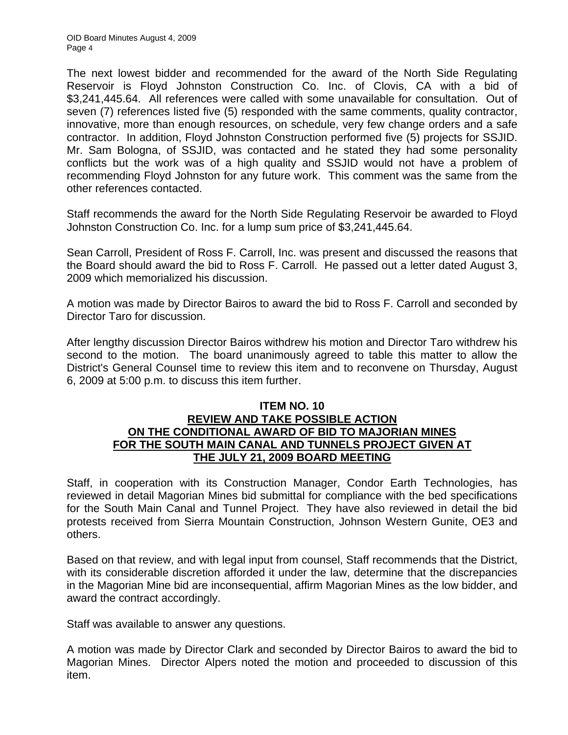The next lowest bidder and recommended for the award of the North Side Regulating Reservoir is Floyd Johnston Construction Co. Inc. of Clovis, CA with a bid of $3,241,445.64. All references were called with some unavailable for consultation. Out of seven (7) references listed five (5) responded with the same comments, quality contractor, innovative, more than enough resources, on schedule, very few change orders and a safe contractor. In addition, Floyd Johnston Construction performed five (5) projects for SSJID. Mr. Sam Bologna, of SSJID, was contacted and he stated they had some personality conflicts but the work was of a high quality and SSJID would not have a problem of recommending Floyd Johnston for any future work. This comment was the same from the other references contacted.

Staff recommends the award for the North Side Regulating Reservoir be awarded to Floyd Johnston Construction Co. Inc. for a lump sum price of $3,241,445.64.

Sean Carroll, President of Ross F. Carroll, Inc. was present and discussed the reasons that the Board should award the bid to Ross F. Carroll. He passed out a letter dated August 3, 2009 which memorialized his discussion.

A motion was made by Director Bairos to award the bid to Ross F. Carroll and seconded by Director Taro for discussion.

After lengthy discussion Director Bairos withdrew his motion and Director Taro withdrew his second to the motion. The board unanimously agreed to table this matter to allow the District's General Counsel time to review this item and to reconvene on Thursday, August 6, 2009 at 5:00 p.m. to discuss this item further.

**ITEM NO. 10**
**REVIEW AND TAKE POSSIBLE ACTION ON THE CONDITIONAL AWARD OF BID TO MAJORIAN MINES FOR THE SOUTH MAIN CANAL AND TUNNELS PROJECT GIVEN AT THE JULY 21, 2009 BOARD MEETING**

Staff, in cooperation with its Construction Manager, Condor Earth Technologies, has reviewed in detail Magorian Mines bid submittal for compliance with the bed specifications for the South Main Canal and Tunnel Project. They have also reviewed in detail the bid protests received from Sierra Mountain Construction, Johnson Western Gunite, OE3 and others.

Based on that review, and with legal input from counsel, Staff recommends that the District, with its considerable discretion afforded it under the law, determine that the discrepancies in the Magorian Mine bid are inconsequential, affirm Magorian Mines as the low bidder, and award the contract accordingly.

Staff was available to answer any questions.

A motion was made by Director Clark and seconded by Director Bairos to award the bid to Magorian Mines. Director Alpers noted the motion and proceeded to discussion of this item.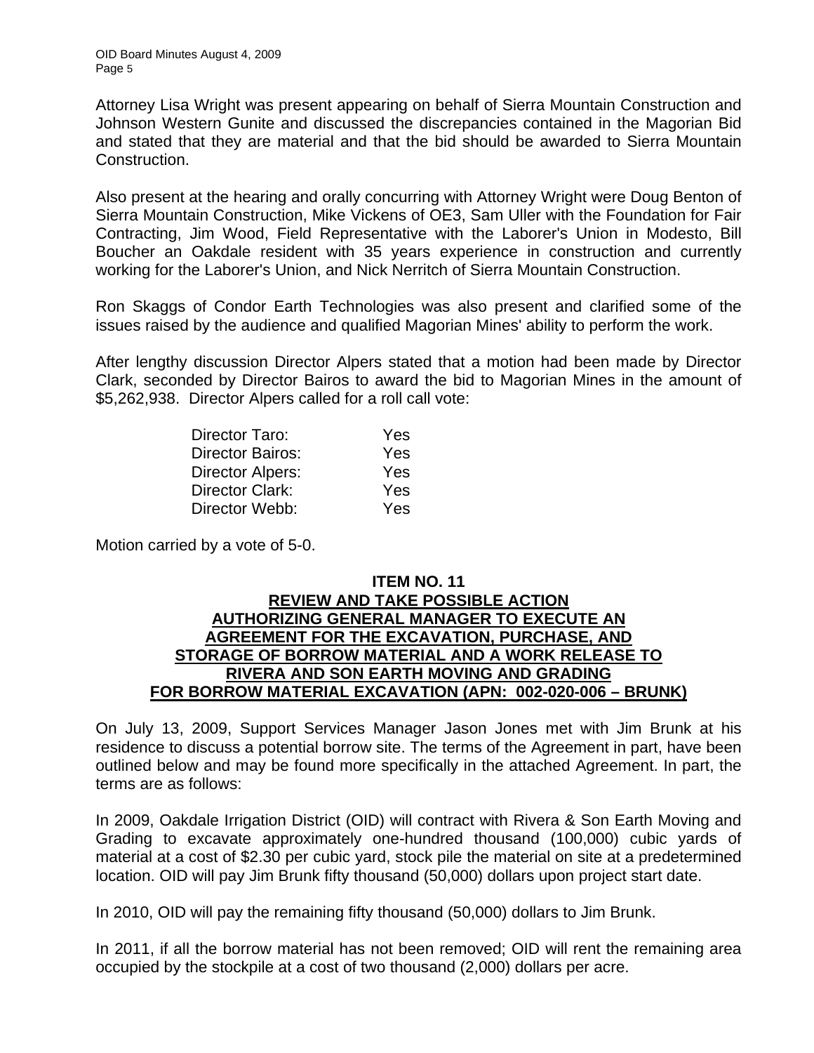Attorney Lisa Wright was present appearing on behalf of Sierra Mountain Construction and Johnson Western Gunite and discussed the discrepancies contained in the Magorian Bid and stated that they are material and that the bid should be awarded to Sierra Mountain Construction.

Also present at the hearing and orally concurring with Attorney Wright were Doug Benton of Sierra Mountain Construction, Mike Vickens of OE3, Sam Uller with the Foundation for Fair Contracting, Jim Wood, Field Representative with the Laborer's Union in Modesto, Bill Boucher an Oakdale resident with 35 years experience in construction and currently working for the Laborer's Union, and Nick Nerritch of Sierra Mountain Construction.

Ron Skaggs of Condor Earth Technologies was also present and clarified some of the issues raised by the audience and qualified Magorian Mines' ability to perform the work.

After lengthy discussion Director Alpers stated that a motion had been made by Director Clark, seconded by Director Bairos to award the bid to Magorian Mines in the amount of $5,262,938. Director Alpers called for a roll call vote:

| | |
|---|---|
| Director Taro: | Yes |
| Director Bairos: | Yes |
| Director Alpers: | Yes |
| Director Clark: | Yes |
| Director Webb: | Yes |

Motion carried by a vote of 5-0.

## ITEM NO. 11
## REVIEW AND TAKE POSSIBLE ACTION AUTHORIZING GENERAL MANAGER TO EXECUTE AN AGREEMENT FOR THE EXCAVATION, PURCHASE, AND STORAGE OF BORROW MATERIAL AND A WORK RELEASE TO RIVERA AND SON EARTH MOVING AND GRADING FOR BORROW MATERIAL EXCAVATION (APN: 002-020-006 – BRUNK)

On July 13, 2009, Support Services Manager Jason Jones met with Jim Brunk at his residence to discuss a potential borrow site. The terms of the Agreement in part, have been outlined below and may be found more specifically in the attached Agreement. In part, the terms are as follows:

In 2009, Oakdale Irrigation District (OID) will contract with Rivera & Son Earth Moving and Grading to excavate approximately one-hundred thousand (100,000) cubic yards of material at a cost of $2.30 per cubic yard, stock pile the material on site at a predetermined location. OID will pay Jim Brunk fifty thousand (50,000) dollars upon project start date.

In 2010, OID will pay the remaining fifty thousand (50,000) dollars to Jim Brunk.

In 2011, if all the borrow material has not been removed; OID will rent the remaining area occupied by the stockpile at a cost of two thousand (2,000) dollars per acre.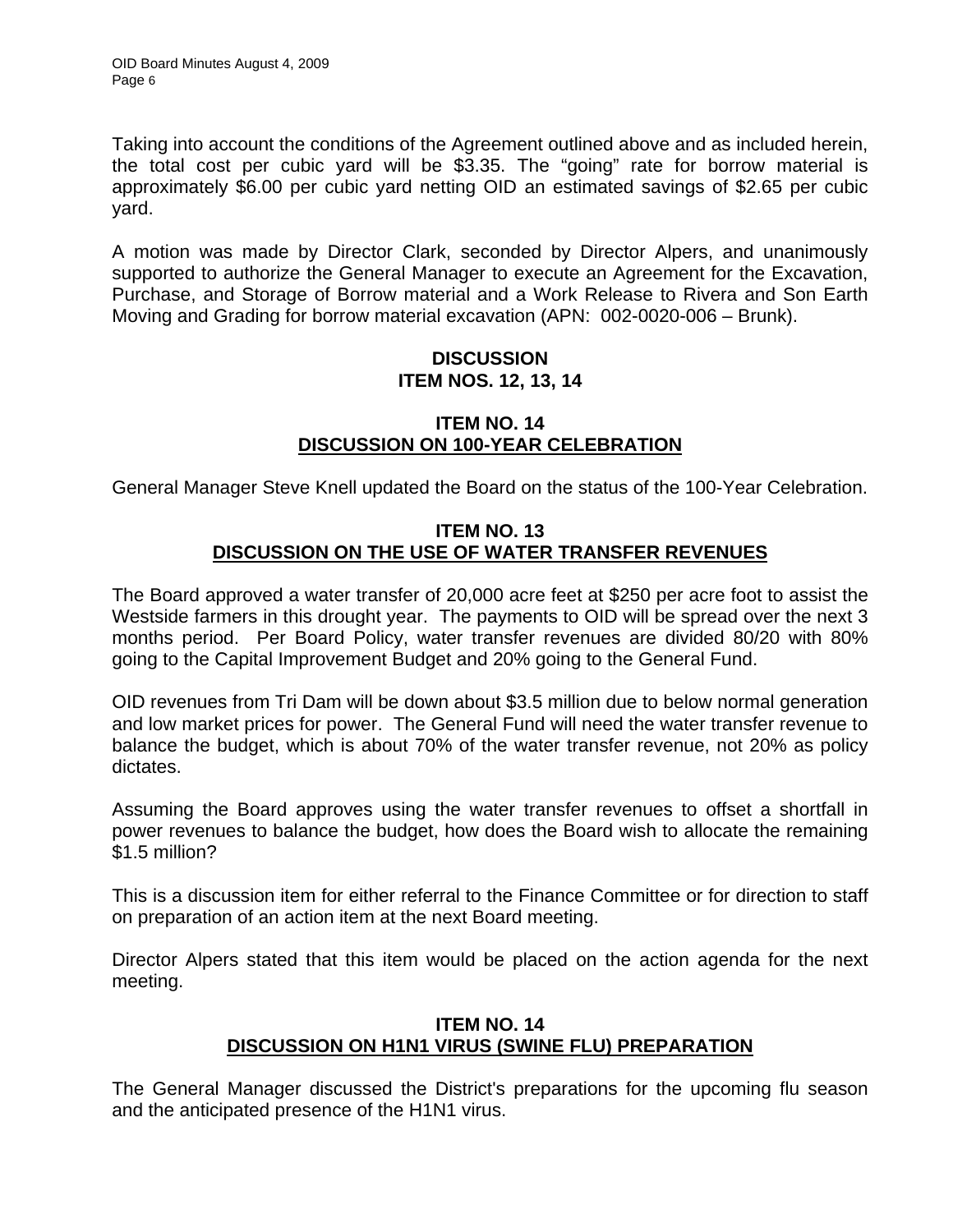Taking into account the conditions of the Agreement outlined above and as included herein, the total cost per cubic yard will be $3.35. The "going" rate for borrow material is approximately $6.00 per cubic yard netting OID an estimated savings of $2.65 per cubic yard.

A motion was made by Director Clark, seconded by Director Alpers, and unanimously supported to authorize the General Manager to execute an Agreement for the Excavation, Purchase, and Storage of Borrow material and a Work Release to Rivera and Son Earth Moving and Grading for borrow material excavation (APN: 002-0020-006 – Brunk).

## DISCUSSION
## ITEM NOS. 12, 13, 14

### ITEM NO. 14
### DISCUSSION ON 100-YEAR CELEBRATION

General Manager Steve Knell updated the Board on the status of the 100-Year Celebration.

### ITEM NO. 13
### DISCUSSION ON THE USE OF WATER TRANSFER REVENUES

The Board approved a water transfer of 20,000 acre feet at $250 per acre foot to assist the Westside farmers in this drought year. The payments to OID will be spread over the next 3 months period. Per Board Policy, water transfer revenues are divided 80/20 with 80% going to the Capital Improvement Budget and 20% going to the General Fund.

OID revenues from Tri Dam will be down about $3.5 million due to below normal generation and low market prices for power. The General Fund will need the water transfer revenue to balance the budget, which is about 70% of the water transfer revenue, not 20% as policy dictates.

Assuming the Board approves using the water transfer revenues to offset a shortfall in power revenues to balance the budget, how does the Board wish to allocate the remaining $1.5 million?

This is a discussion item for either referral to the Finance Committee or for direction to staff on preparation of an action item at the next Board meeting.

Director Alpers stated that this item would be placed on the action agenda for the next meeting.

### ITEM NO. 14
### DISCUSSION ON H1N1 VIRUS (SWINE FLU) PREPARATION

The General Manager discussed the District's preparations for the upcoming flu season and the anticipated presence of the H1N1 virus.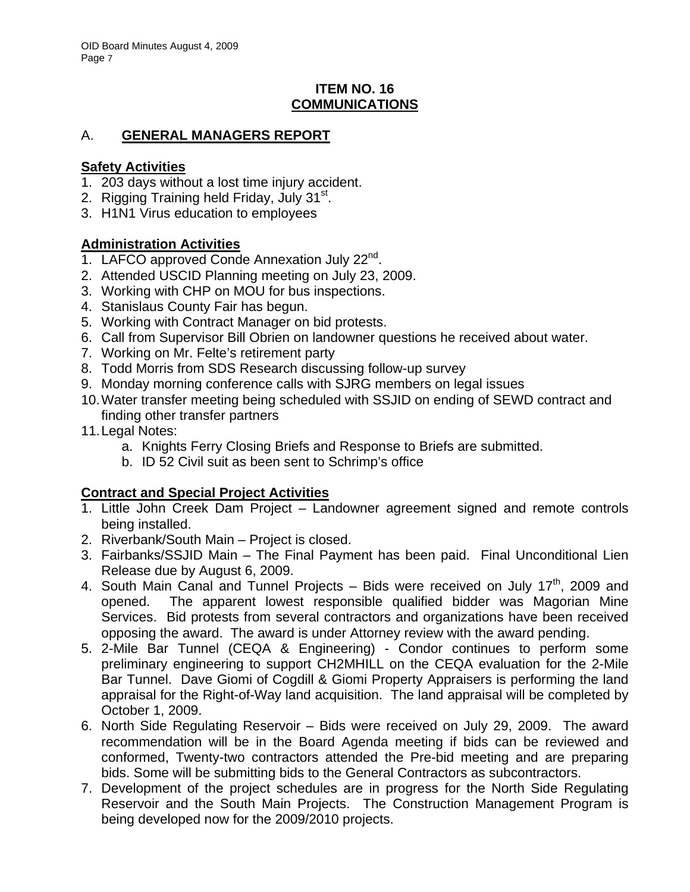## ITEM NO. 16
## COMMUNICATIONS

### A. GENERAL MANAGERS REPORT

**Safety Activities**

1. 203 days without a lost time injury accident.
2. Rigging Training held Friday, July 31st.
3. H1N1 Virus education to employees

**Administration Activities**

1. LAFCO approved Conde Annexation July 22nd.
2. Attended USCID Planning meeting on July 23, 2009.
3. Working with CHP on MOU for bus inspections.
4. Stanislaus County Fair has begun.
5. Working with Contract Manager on bid protests.
6. Call from Supervisor Bill Obrien on landowner questions he received about water.
7. Working on Mr. Felte's retirement party
8. Todd Morris from SDS Research discussing follow-up survey
9. Monday morning conference calls with SJRG members on legal issues
10. Water transfer meeting being scheduled with SSJID on ending of SEWD contract and finding other transfer partners
11. Legal Notes:
    a. Knights Ferry Closing Briefs and Response to Briefs are submitted.
    b. ID 52 Civil suit as been sent to Schrimp's office

**Contract and Special Project Activities**

1. Little John Creek Dam Project – Landowner agreement signed and remote controls being installed.
2. Riverbank/South Main – Project is closed.
3. Fairbanks/SSJID Main – The Final Payment has been paid. Final Unconditional Lien Release due by August 6, 2009.
4. South Main Canal and Tunnel Projects – Bids were received on July 17th, 2009 and opened. The apparent lowest responsible qualified bidder was Magorian Mine Services. Bid protests from several contractors and organizations have been received opposing the award. The award is under Attorney review with the award pending.
5. 2-Mile Bar Tunnel (CEQA & Engineering) - Condor continues to perform some preliminary engineering to support CH2MHILL on the CEQA evaluation for the 2-Mile Bar Tunnel. Dave Giomi of Cogdill & Giomi Property Appraisers is performing the land appraisal for the Right-of-Way land acquisition. The land appraisal will be completed by October 1, 2009.
6. North Side Regulating Reservoir – Bids were received on July 29, 2009. The award recommendation will be in the Board Agenda meeting if bids can be reviewed and conformed, Twenty-two contractors attended the Pre-bid meeting and are preparing bids. Some will be submitting bids to the General Contractors as subcontractors.
7. Development of the project schedules are in progress for the North Side Regulating Reservoir and the South Main Projects. The Construction Management Program is being developed now for the 2009/2010 projects.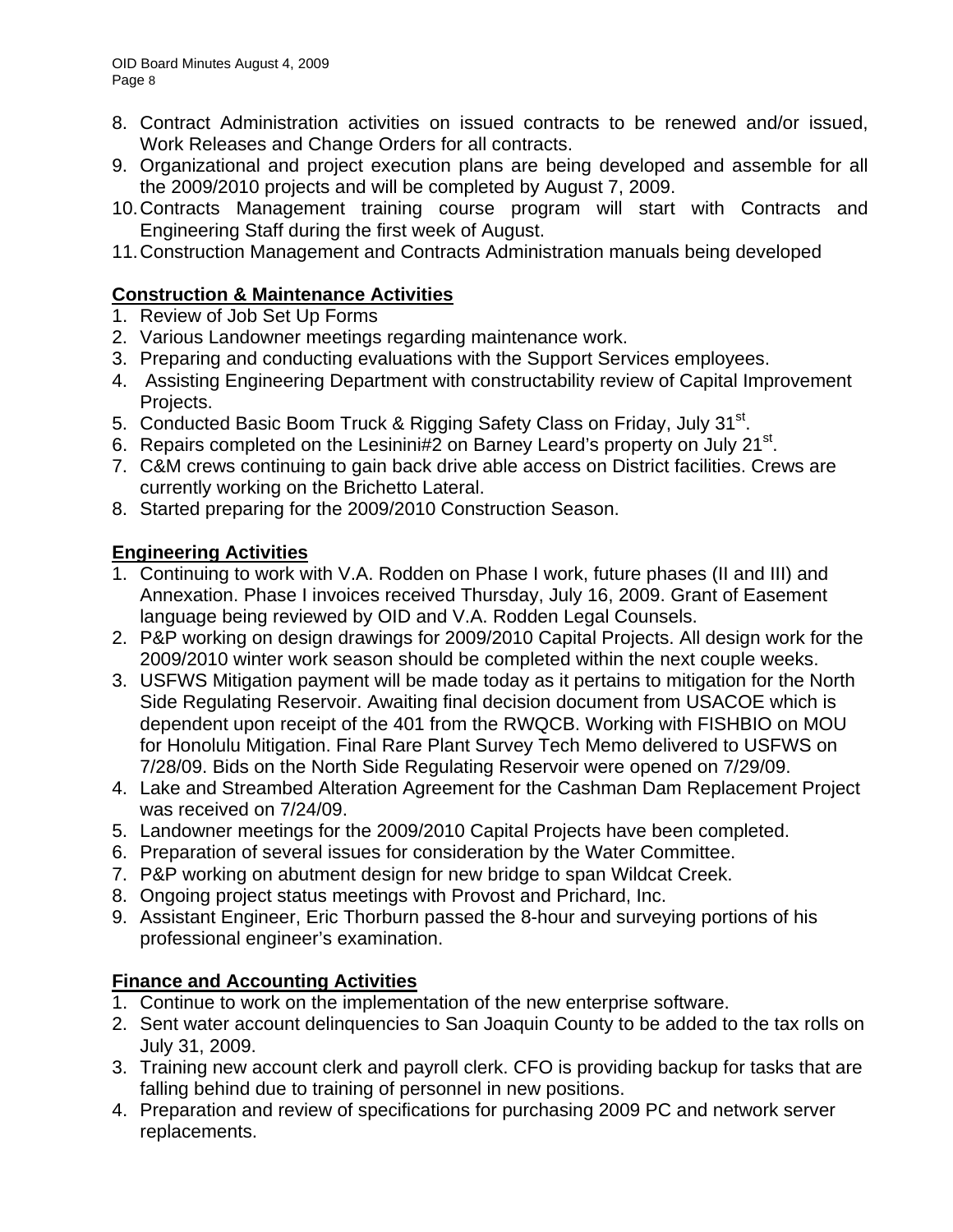8. Contract Administration activities on issued contracts to be renewed and/or issued, Work Releases and Change Orders for all contracts.
9. Organizational and project execution plans are being developed and assemble for all the 2009/2010 projects and will be completed by August 7, 2009.
10. Contracts Management training course program will start with Contracts and Engineering Staff during the first week of August.
11. Construction Management and Contracts Administration manuals being developed

**Construction & Maintenance Activities**

1. Review of Job Set Up Forms
2. Various Landowner meetings regarding maintenance work.
3. Preparing and conducting evaluations with the Support Services employees.
4. Assisting Engineering Department with constructability review of Capital Improvement Projects.
5. Conducted Basic Boom Truck & Rigging Safety Class on Friday, July 31st.
6. Repairs completed on the Lesinini#2 on Barney Leard's property on July 21st.
7. C&M crews continuing to gain back drive able access on District facilities. Crews are currently working on the Brichetto Lateral.
8. Started preparing for the 2009/2010 Construction Season.

**Engineering Activities**

1. Continuing to work with V.A. Rodden on Phase I work, future phases (II and III) and Annexation. Phase I invoices received Thursday, July 16, 2009. Grant of Easement language being reviewed by OID and V.A. Rodden Legal Counsels.
2. P&P working on design drawings for 2009/2010 Capital Projects. All design work for the 2009/2010 winter work season should be completed within the next couple weeks.
3. USFWS Mitigation payment will be made today as it pertains to mitigation for the North Side Regulating Reservoir. Awaiting final decision document from USACOE which is dependent upon receipt of the 401 from the RWQCB. Working with FISHBIO on MOU for Honolulu Mitigation. Final Rare Plant Survey Tech Memo delivered to USFWS on 7/28/09. Bids on the North Side Regulating Reservoir were opened on 7/29/09.
4. Lake and Streambed Alteration Agreement for the Cashman Dam Replacement Project was received on 7/24/09.
5. Landowner meetings for the 2009/2010 Capital Projects have been completed.
6. Preparation of several issues for consideration by the Water Committee.
7. P&P working on abutment design for new bridge to span Wildcat Creek.
8. Ongoing project status meetings with Provost and Prichard, Inc.
9. Assistant Engineer, Eric Thorburn passed the 8-hour and surveying portions of his professional engineer's examination.

**Finance and Accounting Activities**

1. Continue to work on the implementation of the new enterprise software.
2. Sent water account delinquencies to San Joaquin County to be added to the tax rolls on July 31, 2009.
3. Training new account clerk and payroll clerk. CFO is providing backup for tasks that are falling behind due to training of personnel in new positions.
4. Preparation and review of specifications for purchasing 2009 PC and network server replacements.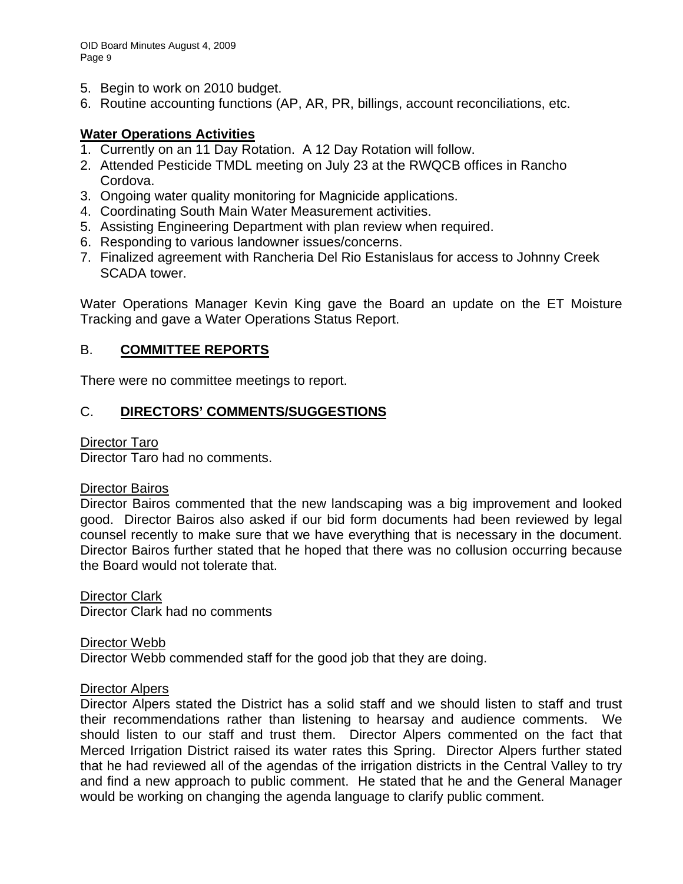5. Begin to work on 2010 budget.
6. Routine accounting functions (AP, AR, PR, billings, account reconciliations, etc.

**Water Operations Activities**

1. Currently on an 11 Day Rotation. A 12 Day Rotation will follow.
2. Attended Pesticide TMDL meeting on July 23 at the RWQCB offices in Rancho Cordova.
3. Ongoing water quality monitoring for Magnicide applications.
4. Coordinating South Main Water Measurement activities.
5. Assisting Engineering Department with plan review when required.
6. Responding to various landowner issues/concerns.
7. Finalized agreement with Rancheria Del Rio Estanislaus for access to Johnny Creek SCADA tower.

Water Operations Manager Kevin King gave the Board an update on the ET Moisture Tracking and gave a Water Operations Status Report.

## B. **COMMITTEE REPORTS**

There were no committee meetings to report.

## C. **DIRECTORS' COMMENTS/SUGGESTIONS**

Director Taro
Director Taro had no comments.

Director Bairos
Director Bairos commented that the new landscaping was a big improvement and looked good. Director Bairos also asked if our bid form documents had been reviewed by legal counsel recently to make sure that we have everything that is necessary in the document. Director Bairos further stated that he hoped that there was no collusion occurring because the Board would not tolerate that.

Director Clark
Director Clark had no comments

Director Webb
Director Webb commended staff for the good job that they are doing.

Director Alpers
Director Alpers stated the District has a solid staff and we should listen to staff and trust their recommendations rather than listening to hearsay and audience comments. We should listen to our staff and trust them. Director Alpers commented on the fact that Merced Irrigation District raised its water rates this Spring. Director Alpers further stated that he had reviewed all of the agendas of the irrigation districts in the Central Valley to try and find a new approach to public comment. He stated that he and the General Manager would be working on changing the agenda language to clarify public comment.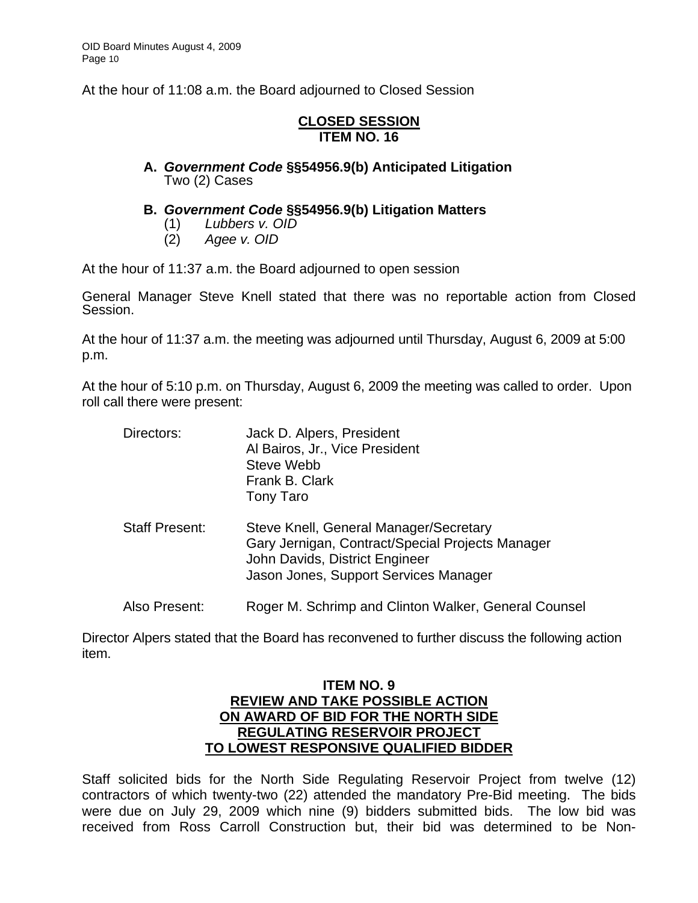At the hour of 11:08 a.m. the Board adjourned to Closed Session

**CLOSED SESSION**
**ITEM NO. 16**

**A.** ***Government Code*** **§§54956.9(b) Anticipated Litigation**
Two (2) Cases

**B.** ***Government Code*** **§§54956.9(b) Litigation Matters**
(1) *Lubbers v. OID*
(2) *Agee v. OID*

At the hour of 11:37 a.m. the Board adjourned to open session

General Manager Steve Knell stated that there was no reportable action from Closed Session.

At the hour of 11:37 a.m. the meeting was adjourned until Thursday, August 6, 2009 at 5:00 p.m.

At the hour of 5:10 p.m. on Thursday, August 6, 2009 the meeting was called to order. Upon roll call there were present:

Directors: Jack D. Alpers, President
Al Bairos, Jr., Vice President
Steve Webb
Frank B. Clark
Tony Taro

Staff Present: Steve Knell, General Manager/Secretary
Gary Jernigan, Contract/Special Projects Manager
John Davids, District Engineer
Jason Jones, Support Services Manager

Also Present: Roger M. Schrimp and Clinton Walker, General Counsel

Director Alpers stated that the Board has reconvened to further discuss the following action item.

**ITEM NO. 9**
**REVIEW AND TAKE POSSIBLE ACTION ON AWARD OF BID FOR THE NORTH SIDE REGULATING RESERVOIR PROJECT TO LOWEST RESPONSIVE QUALIFIED BIDDER**

Staff solicited bids for the North Side Regulating Reservoir Project from twelve (12) contractors of which twenty-two (22) attended the mandatory Pre-Bid meeting. The bids were due on July 29, 2009 which nine (9) bidders submitted bids. The low bid was received from Ross Carroll Construction but, their bid was determined to be Non-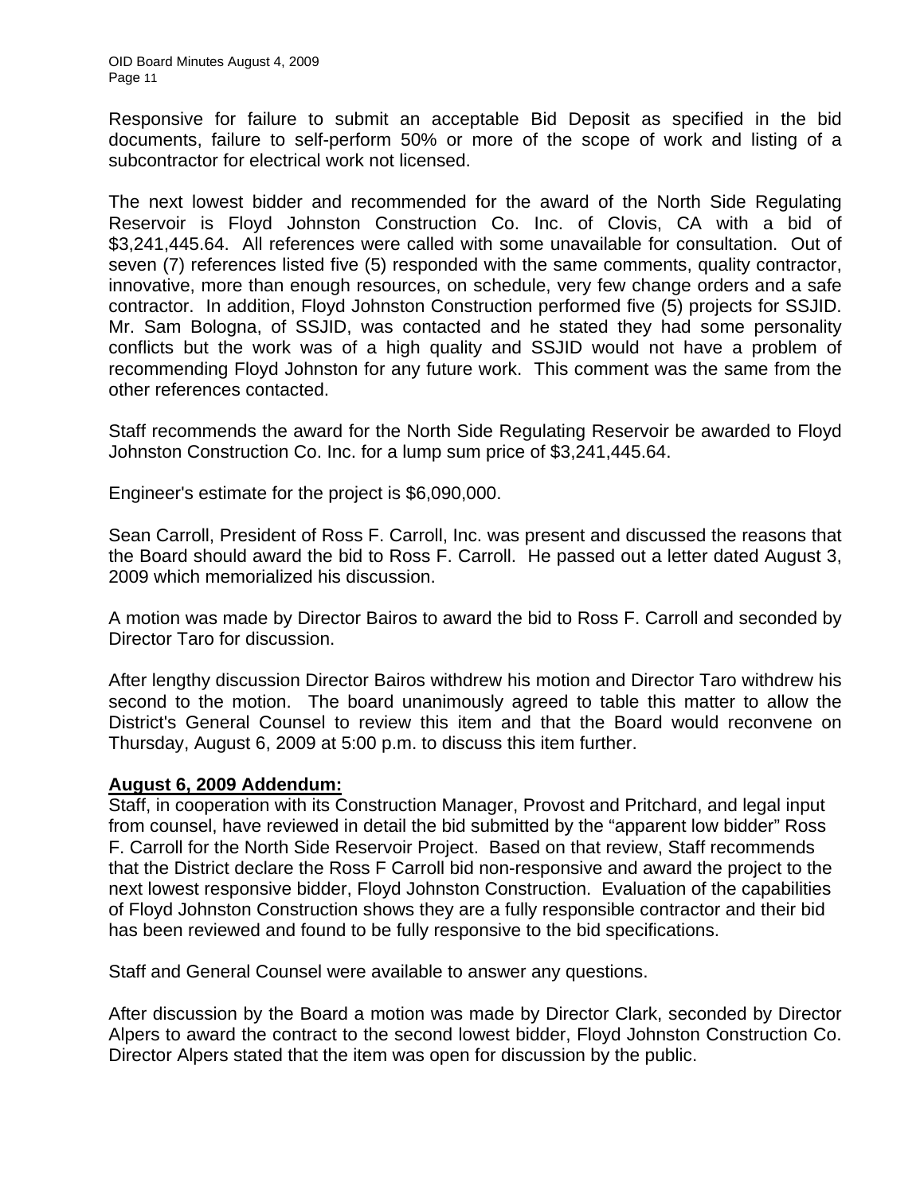Responsive for failure to submit an acceptable Bid Deposit as specified in the bid documents, failure to self-perform 50% or more of the scope of work and listing of a subcontractor for electrical work not licensed.

The next lowest bidder and recommended for the award of the North Side Regulating Reservoir is Floyd Johnston Construction Co. Inc. of Clovis, CA with a bid of $3,241,445.64. All references were called with some unavailable for consultation. Out of seven (7) references listed five (5) responded with the same comments, quality contractor, innovative, more than enough resources, on schedule, very few change orders and a safe contractor. In addition, Floyd Johnston Construction performed five (5) projects for SSJID. Mr. Sam Bologna, of SSJID, was contacted and he stated they had some personality conflicts but the work was of a high quality and SSJID would not have a problem of recommending Floyd Johnston for any future work. This comment was the same from the other references contacted.

Staff recommends the award for the North Side Regulating Reservoir be awarded to Floyd Johnston Construction Co. Inc. for a lump sum price of $3,241,445.64.

Engineer's estimate for the project is $6,090,000.

Sean Carroll, President of Ross F. Carroll, Inc. was present and discussed the reasons that the Board should award the bid to Ross F. Carroll. He passed out a letter dated August 3, 2009 which memorialized his discussion.

A motion was made by Director Bairos to award the bid to Ross F. Carroll and seconded by Director Taro for discussion.

After lengthy discussion Director Bairos withdrew his motion and Director Taro withdrew his second to the motion. The board unanimously agreed to table this matter to allow the District's General Counsel to review this item and that the Board would reconvene on Thursday, August 6, 2009 at 5:00 p.m. to discuss this item further.

**August 6, 2009 Addendum:**

Staff, in cooperation with its Construction Manager, Provost and Pritchard, and legal input from counsel, have reviewed in detail the bid submitted by the "apparent low bidder" Ross F. Carroll for the North Side Reservoir Project. Based on that review, Staff recommends that the District declare the Ross F Carroll bid non-responsive and award the project to the next lowest responsive bidder, Floyd Johnston Construction. Evaluation of the capabilities of Floyd Johnston Construction shows they are a fully responsible contractor and their bid has been reviewed and found to be fully responsive to the bid specifications.

Staff and General Counsel were available to answer any questions.

After discussion by the Board a motion was made by Director Clark, seconded by Director Alpers to award the contract to the second lowest bidder, Floyd Johnston Construction Co. Director Alpers stated that the item was open for discussion by the public.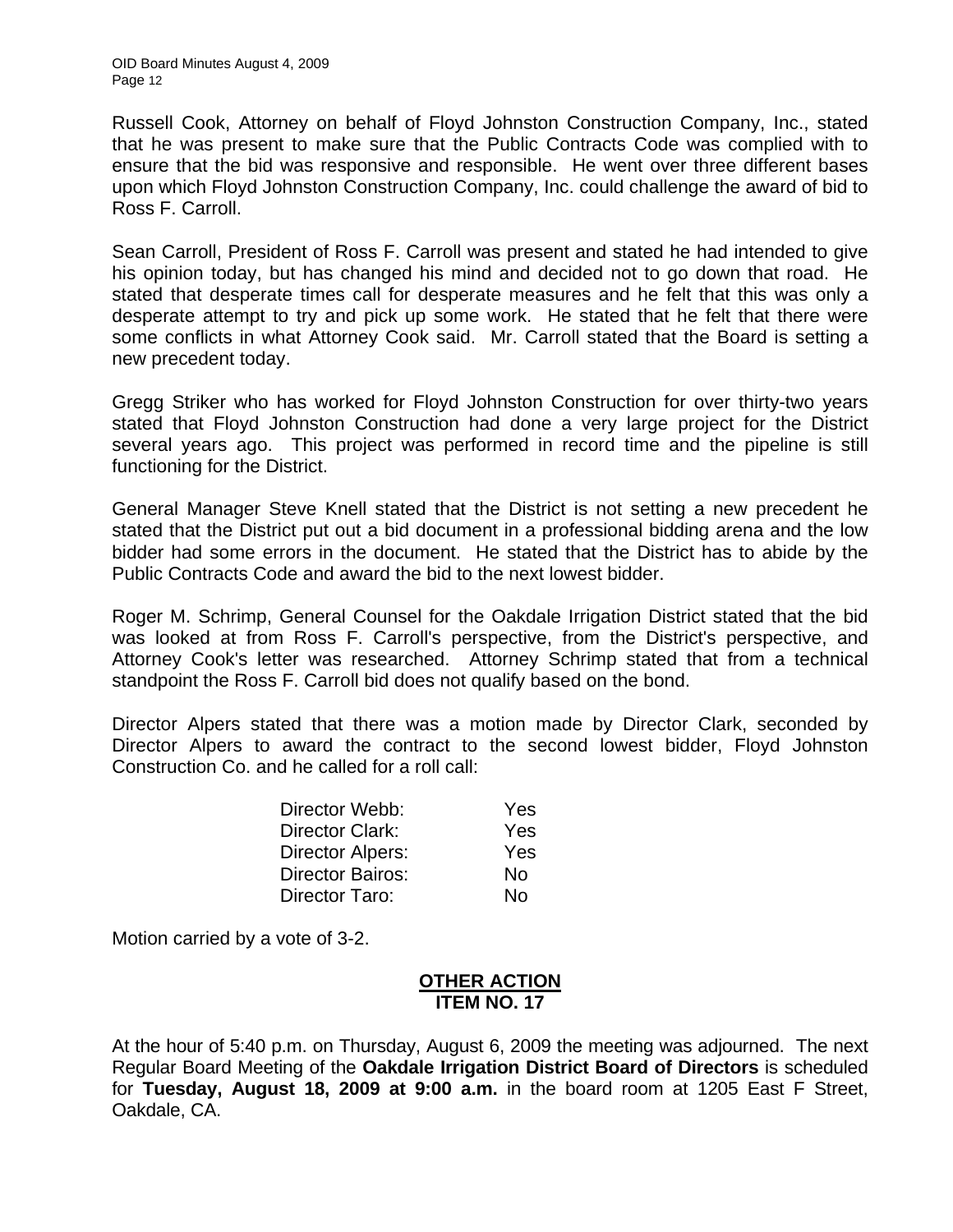Russell Cook, Attorney on behalf of Floyd Johnston Construction Company, Inc., stated that he was present to make sure that the Public Contracts Code was complied with to ensure that the bid was responsive and responsible. He went over three different bases upon which Floyd Johnston Construction Company, Inc. could challenge the award of bid to Ross F. Carroll.

Sean Carroll, President of Ross F. Carroll was present and stated he had intended to give his opinion today, but has changed his mind and decided not to go down that road. He stated that desperate times call for desperate measures and he felt that this was only a desperate attempt to try and pick up some work. He stated that he felt that there were some conflicts in what Attorney Cook said. Mr. Carroll stated that the Board is setting a new precedent today.

Gregg Striker who has worked for Floyd Johnston Construction for over thirty-two years stated that Floyd Johnston Construction had done a very large project for the District several years ago. This project was performed in record time and the pipeline is still functioning for the District.

General Manager Steve Knell stated that the District is not setting a new precedent he stated that the District put out a bid document in a professional bidding arena and the low bidder had some errors in the document. He stated that the District has to abide by the Public Contracts Code and award the bid to the next lowest bidder.

Roger M. Schrimp, General Counsel for the Oakdale Irrigation District stated that the bid was looked at from Ross F. Carroll's perspective, from the District's perspective, and Attorney Cook's letter was researched. Attorney Schrimp stated that from a technical standpoint the Ross F. Carroll bid does not qualify based on the bond.

Director Alpers stated that there was a motion made by Director Clark, seconded by Director Alpers to award the contract to the second lowest bidder, Floyd Johnston Construction Co. and he called for a roll call:

| | |
|---|---|
| Director Webb: | Yes |
| Director Clark: | Yes |
| Director Alpers: | Yes |
| Director Bairos: | No |
| Director Taro: | No |

Motion carried by a vote of 3-2.

**OTHER ACTION**
**ITEM NO. 17**

At the hour of 5:40 p.m. on Thursday, August 6, 2009 the meeting was adjourned. The next Regular Board Meeting of the **Oakdale Irrigation District Board of Directors** is scheduled for **Tuesday, August 18, 2009 at 9:00 a.m.** in the board room at 1205 East F Street, Oakdale, CA.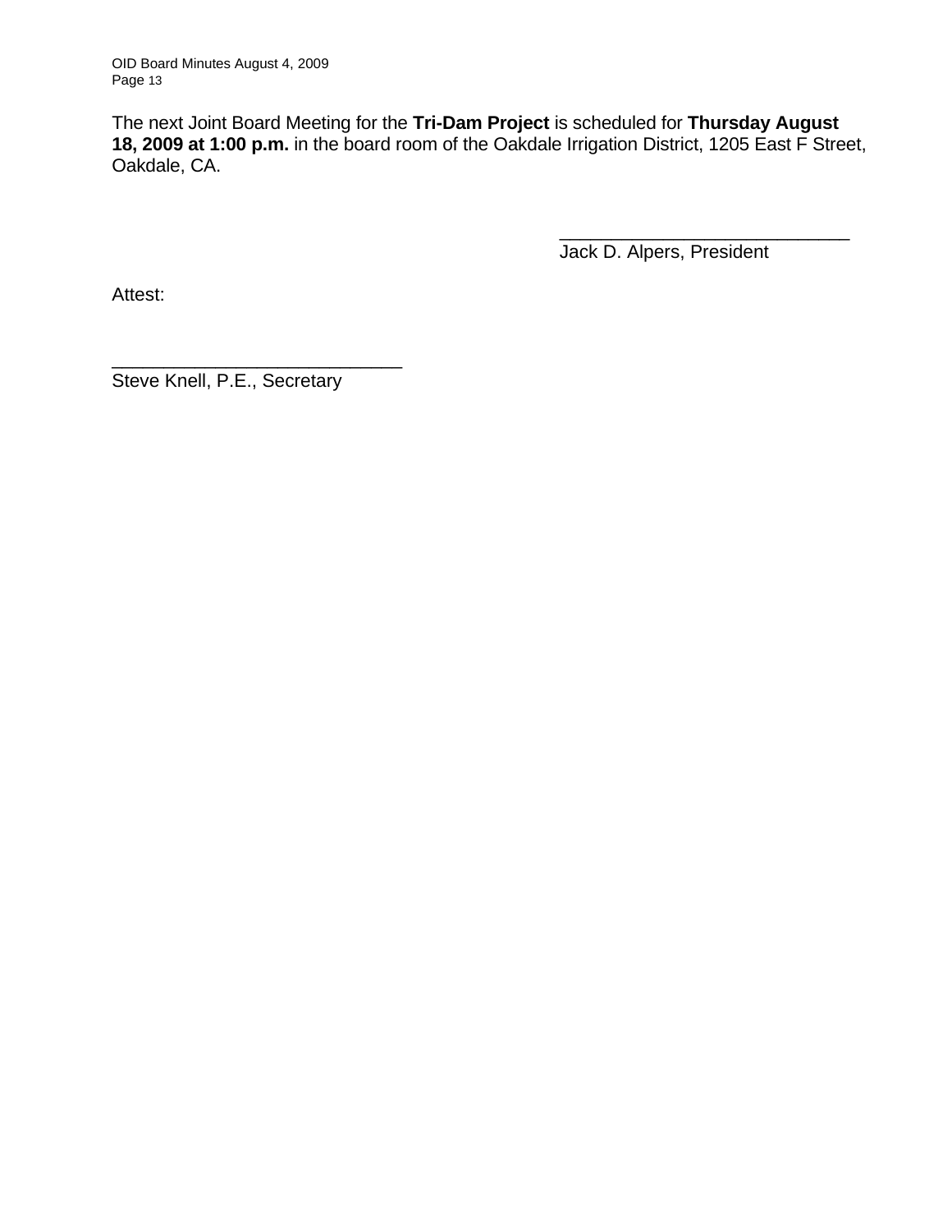The next Joint Board Meeting for the **Tri-Dam Project** is scheduled for **Thursday August 18, 2009 at 1:00 p.m.** in the board room of the Oakdale Irrigation District, 1205 East F Street, Oakdale, CA.

\_\_\_\_\_\_\_\_\_\_\_\_\_\_\_\_\_\_\_\_\_\_\_\_\_\_\_\_
Jack D. Alpers, President

Attest:

\_\_\_\_\_\_\_\_\_\_\_\_\_\_\_\_\_\_\_\_\_\_\_\_\_\_\_\_
Steve Knell, P.E., Secretary